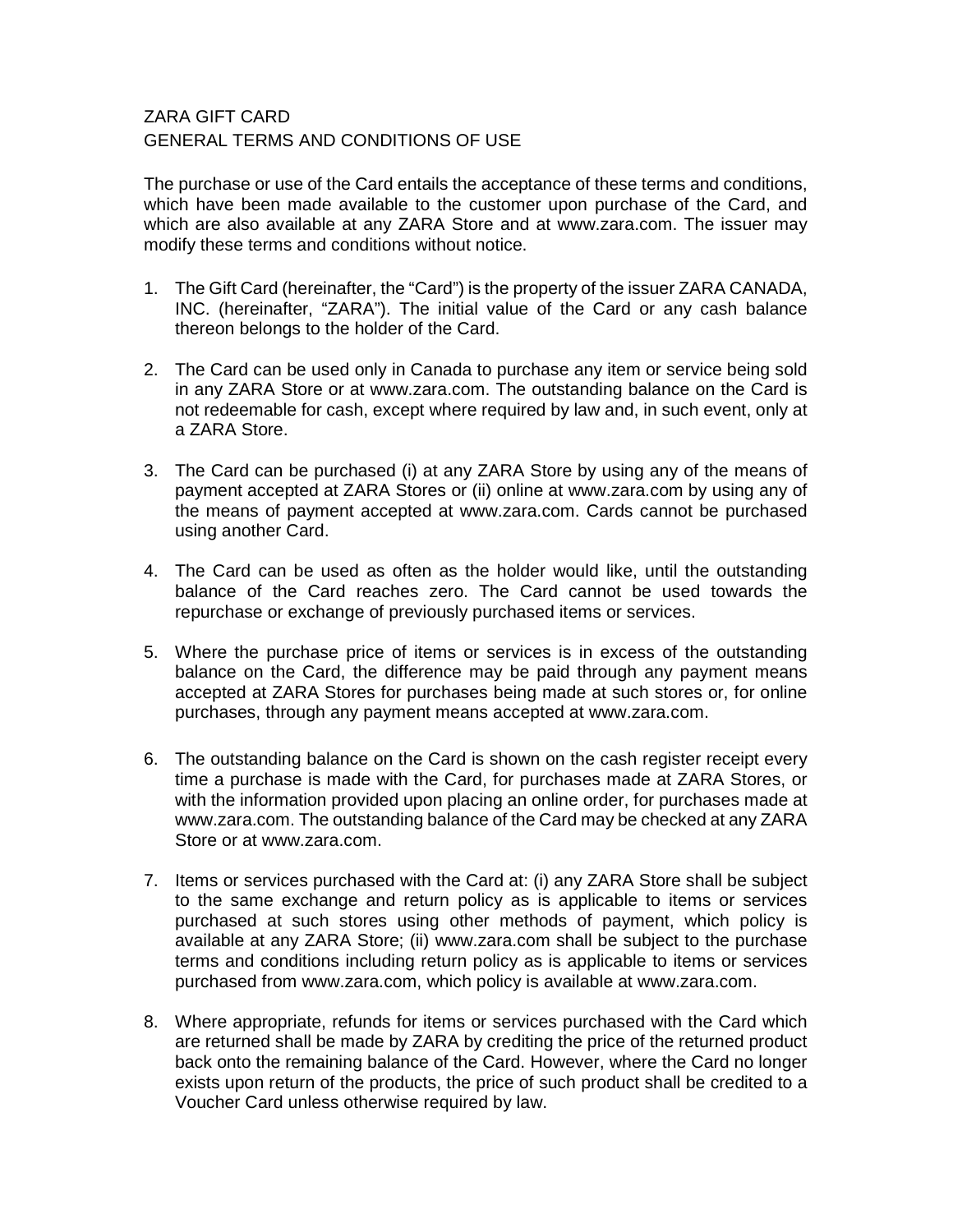# ZARA GIFT CARD
## GENERAL TERMS AND CONDITIONS OF USE

The purchase or use of the Card entails the acceptance of these terms and conditions, which have been made available to the customer upon purchase of the Card, and which are also available at any ZARA Store and at www.zara.com. The issuer may modify these terms and conditions without notice.

1. The Gift Card (hereinafter, the "Card") is the property of the issuer ZARA CANADA, INC. (hereinafter, "ZARA"). The initial value of the Card or any cash balance thereon belongs to the holder of the Card.

2. The Card can be used only in Canada to purchase any item or service being sold in any ZARA Store or at www.zara.com. The outstanding balance on the Card is not redeemable for cash, except where required by law and, in such event, only at a ZARA Store.

3. The Card can be purchased (i) at any ZARA Store by using any of the means of payment accepted at ZARA Stores or (ii) online at www.zara.com by using any of the means of payment accepted at www.zara.com. Cards cannot be purchased using another Card.

4. The Card can be used as often as the holder would like, until the outstanding balance of the Card reaches zero. The Card cannot be used towards the repurchase or exchange of previously purchased items or services.

5. Where the purchase price of items or services is in excess of the outstanding balance on the Card, the difference may be paid through any payment means accepted at ZARA Stores for purchases being made at such stores or, for online purchases, through any payment means accepted at www.zara.com.

6. The outstanding balance on the Card is shown on the cash register receipt every time a purchase is made with the Card, for purchases made at ZARA Stores, or with the information provided upon placing an online order, for purchases made at www.zara.com. The outstanding balance of the Card may be checked at any ZARA Store or at www.zara.com.

7. Items or services purchased with the Card at: (i) any ZARA Store shall be subject to the same exchange and return policy as is applicable to items or services purchased at such stores using other methods of payment, which policy is available at any ZARA Store; (ii) www.zara.com shall be subject to the purchase terms and conditions including return policy as is applicable to items or services purchased from www.zara.com, which policy is available at www.zara.com.

8. Where appropriate, refunds for items or services purchased with the Card which are returned shall be made by ZARA by crediting the price of the returned product back onto the remaining balance of the Card. However, where the Card no longer exists upon return of the products, the price of such product shall be credited to a Voucher Card unless otherwise required by law.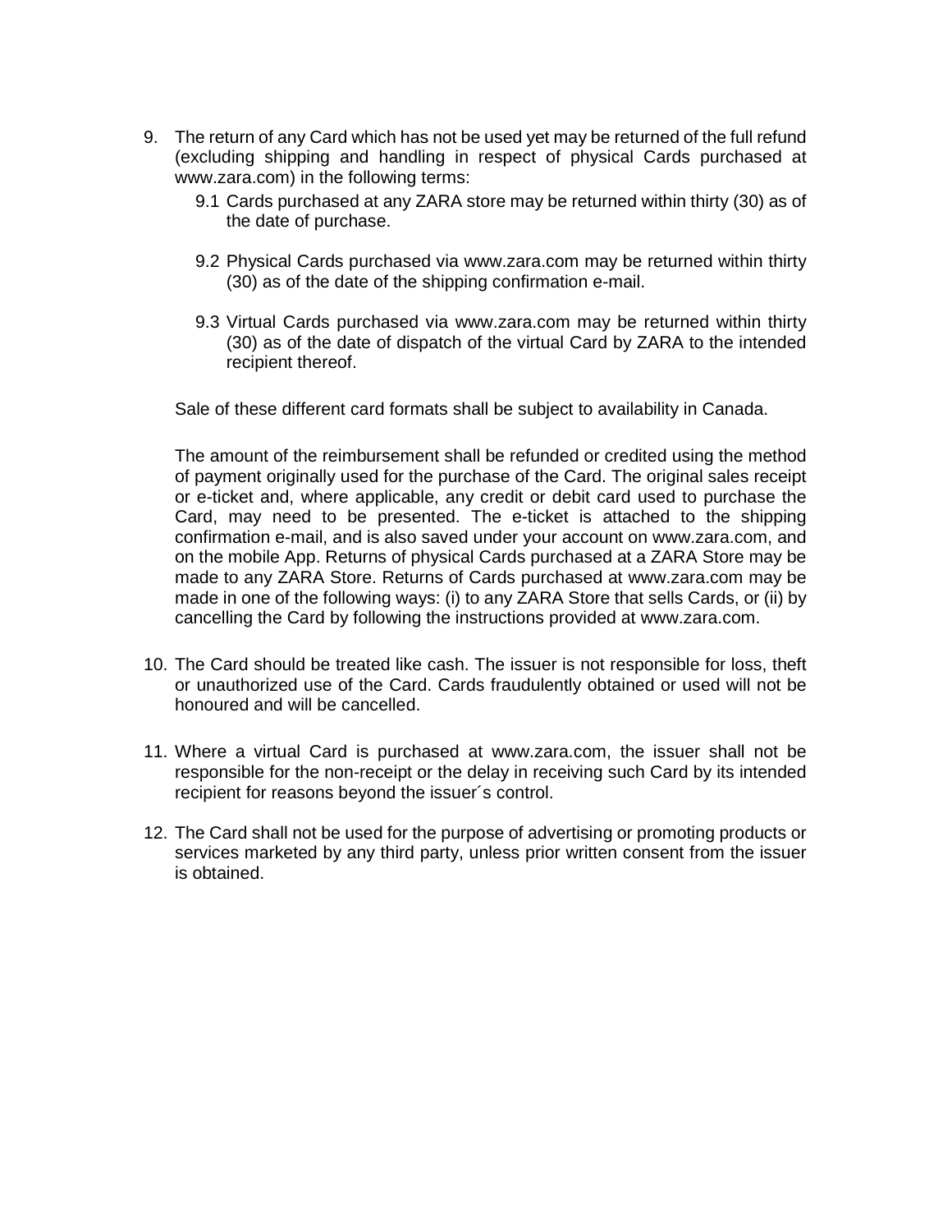9. The return of any Card which has not be used yet may be returned of the full refund (excluding shipping and handling in respect of physical Cards purchased at www.zara.com) in the following terms:
   9.1 Cards purchased at any ZARA store may be returned within thirty (30) as of the date of purchase.

   9.2 Physical Cards purchased via www.zara.com may be returned within thirty (30) as of the date of the shipping confirmation e-mail.

   9.3 Virtual Cards purchased via www.zara.com may be returned within thirty (30) as of the date of dispatch of the virtual Card by ZARA to the intended recipient thereof.

   Sale of these different card formats shall be subject to availability in Canada.

   The amount of the reimbursement shall be refunded or credited using the method of payment originally used for the purchase of the Card. The original sales receipt or e-ticket and, where applicable, any credit or debit card used to purchase the Card, may need to be presented. The e-ticket is attached to the shipping confirmation e-mail, and is also saved under your account on www.zara.com, and on the mobile App. Returns of physical Cards purchased at a ZARA Store may be made to any ZARA Store. Returns of Cards purchased at www.zara.com may be made in one of the following ways: (i) to any ZARA Store that sells Cards, or (ii) by cancelling the Card by following the instructions provided at www.zara.com.

10. The Card should be treated like cash. The issuer is not responsible for loss, theft or unauthorized use of the Card. Cards fraudulently obtained or used will not be honoured and will be cancelled.

11. Where a virtual Card is purchased at www.zara.com, the issuer shall not be responsible for the non-receipt or the delay in receiving such Card by its intended recipient for reasons beyond the issuer´s control.

12. The Card shall not be used for the purpose of advertising or promoting products or services marketed by any third party, unless prior written consent from the issuer is obtained.